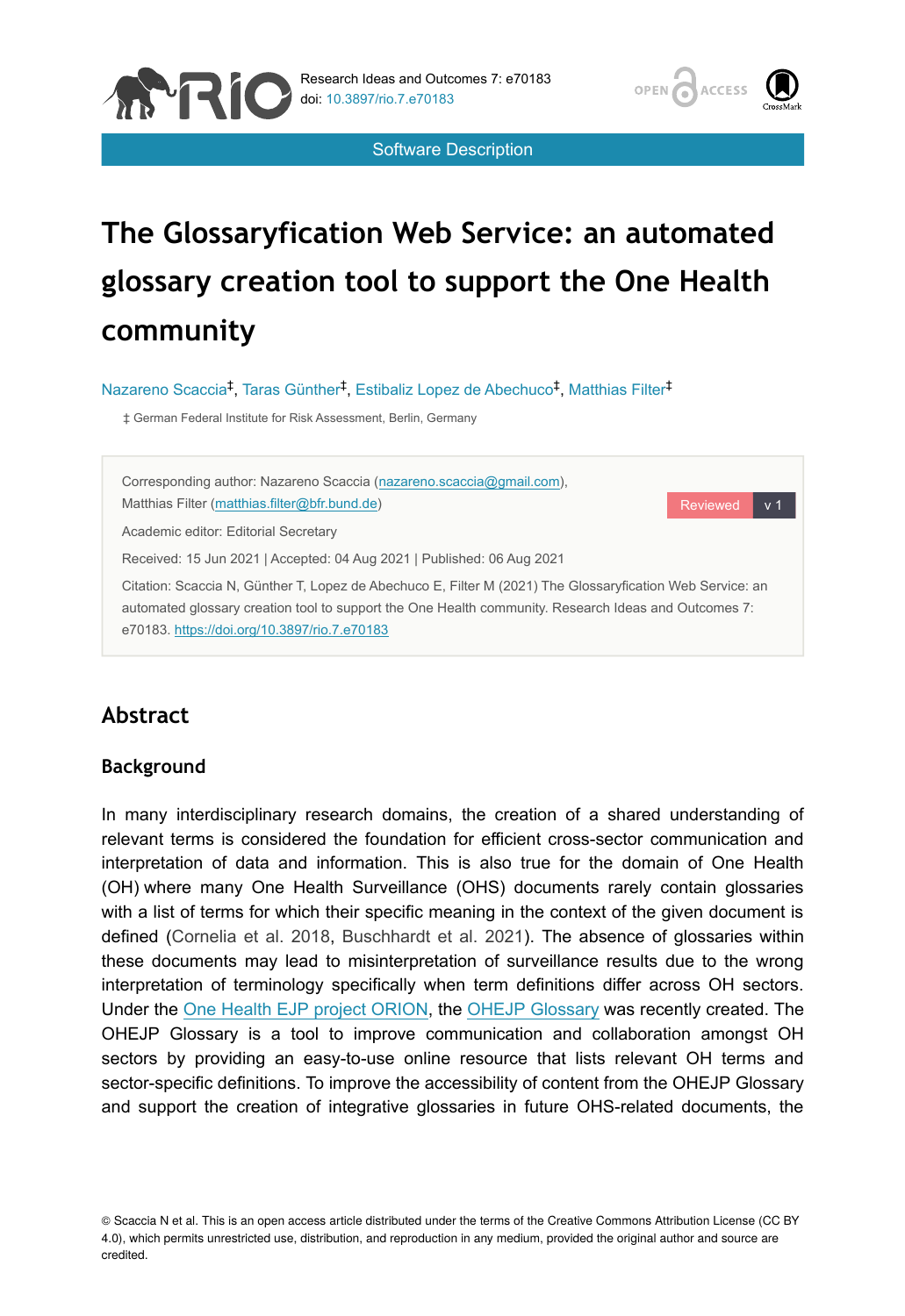Software Description

# The Glossaryfication Web Service: an automated glossary creation tool to support the One Health community

Nazareno Scaccia[‡], Taras Günther[‡], Estibaliz Lopez de Abechuco[‡], Matthias Filter[‡]

‡ German Federal Institute for Risk Assessment, Berlin, Germany

Corresponding author: Nazareno Scaccia (nazareno.scaccia@gmail.com), Matthias Filter (matthias.filter@bfr.bund.de)

Academic editor: Editorial Secretary

Received: 15 Jun 2021 | Accepted: 04 Aug 2021 | Published: 06 Aug 2021

Citation: Scaccia N, Günther T, Lopez de Abechuco E, Filter M (2021) The Glossaryfication Web Service: an automated glossary creation tool to support the One Health community. Research Ideas and Outcomes 7: e70183. https://doi.org/10.3897/rio.7.e70183

## Abstract

### Background

In many interdisciplinary research domains, the creation of a shared understanding of relevant terms is considered the foundation for efficient cross-sector communication and interpretation of data and information. This is also true for the domain of One Health (OH) where many One Health Surveillance (OHS) documents rarely contain glossaries with a list of terms for which their specific meaning in the context of the given document is defined (Cornelia et al. 2018, Buschhardt et al. 2021). The absence of glossaries within these documents may lead to misinterpretation of surveillance results due to the wrong interpretation of terminology specifically when term definitions differ across OH sectors. Under the One Health EJP project ORION, the OHEJP Glossary was recently created. The OHEJP Glossary is a tool to improve communication and collaboration amongst OH sectors by providing an easy-to-use online resource that lists relevant OH terms and sector-specific definitions. To improve the accessibility of content from the OHEJP Glossary and support the creation of integrative glossaries in future OHS-related documents, the

© Scaccia N et al. This is an open access article distributed under the terms of the Creative Commons Attribution License (CC BY 4.0), which permits unrestricted use, distribution, and reproduction in any medium, provided the original author and source are credited.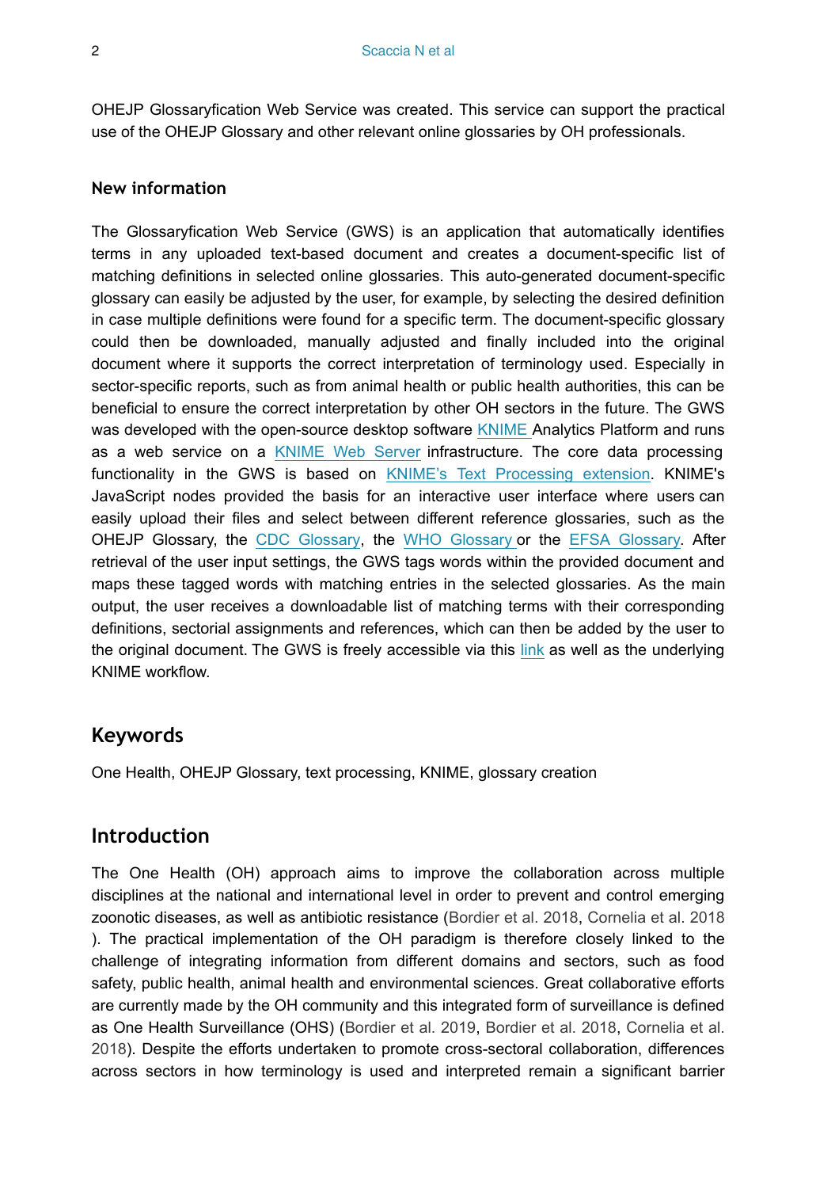OHEJP Glossaryfication Web Service was created. This service can support the practical use of the OHEJP Glossary and other relevant online glossaries by OH professionals.

### New information

The Glossaryfication Web Service (GWS) is an application that automatically identifies terms in any uploaded text-based document and creates a document-specific list of matching definitions in selected online glossaries. This auto-generated document-specific glossary can easily be adjusted by the user, for example, by selecting the desired definition in case multiple definitions were found for a specific term. The document-specific glossary could then be downloaded, manually adjusted and finally included into the original document where it supports the correct interpretation of terminology used. Especially in sector-specific reports, such as from animal health or public health authorities, this can be beneficial to ensure the correct interpretation by other OH sectors in the future. The GWS was developed with the open-source desktop software KNIME Analytics Platform and runs as a web service on a KNIME Web Server infrastructure. The core data processing functionality in the GWS is based on KNIME's Text Processing extension. KNIME's JavaScript nodes provided the basis for an interactive user interface where users can easily upload their files and select between different reference glossaries, such as the OHEJP Glossary, the CDC Glossary, the WHO Glossary or the EFSA Glossary. After retrieval of the user input settings, the GWS tags words within the provided document and maps these tagged words with matching entries in the selected glossaries. As the main output, the user receives a downloadable list of matching terms with their corresponding definitions, sectorial assignments and references, which can then be added by the user to the original document. The GWS is freely accessible via this link as well as the underlying KNIME workflow.

## Keywords

One Health, OHEJP Glossary, text processing, KNIME, glossary creation

## Introduction

The One Health (OH) approach aims to improve the collaboration across multiple disciplines at the national and international level in order to prevent and control emerging zoonotic diseases, as well as antibiotic resistance (Bordier et al. 2018, Cornelia et al. 2018 ). The practical implementation of the OH paradigm is therefore closely linked to the challenge of integrating information from different domains and sectors, such as food safety, public health, animal health and environmental sciences. Great collaborative efforts are currently made by the OH community and this integrated form of surveillance is defined as One Health Surveillance (OHS) (Bordier et al. 2019, Bordier et al. 2018, Cornelia et al. 2018). Despite the efforts undertaken to promote cross-sectoral collaboration, differences across sectors in how terminology is used and interpreted remain a significant barrier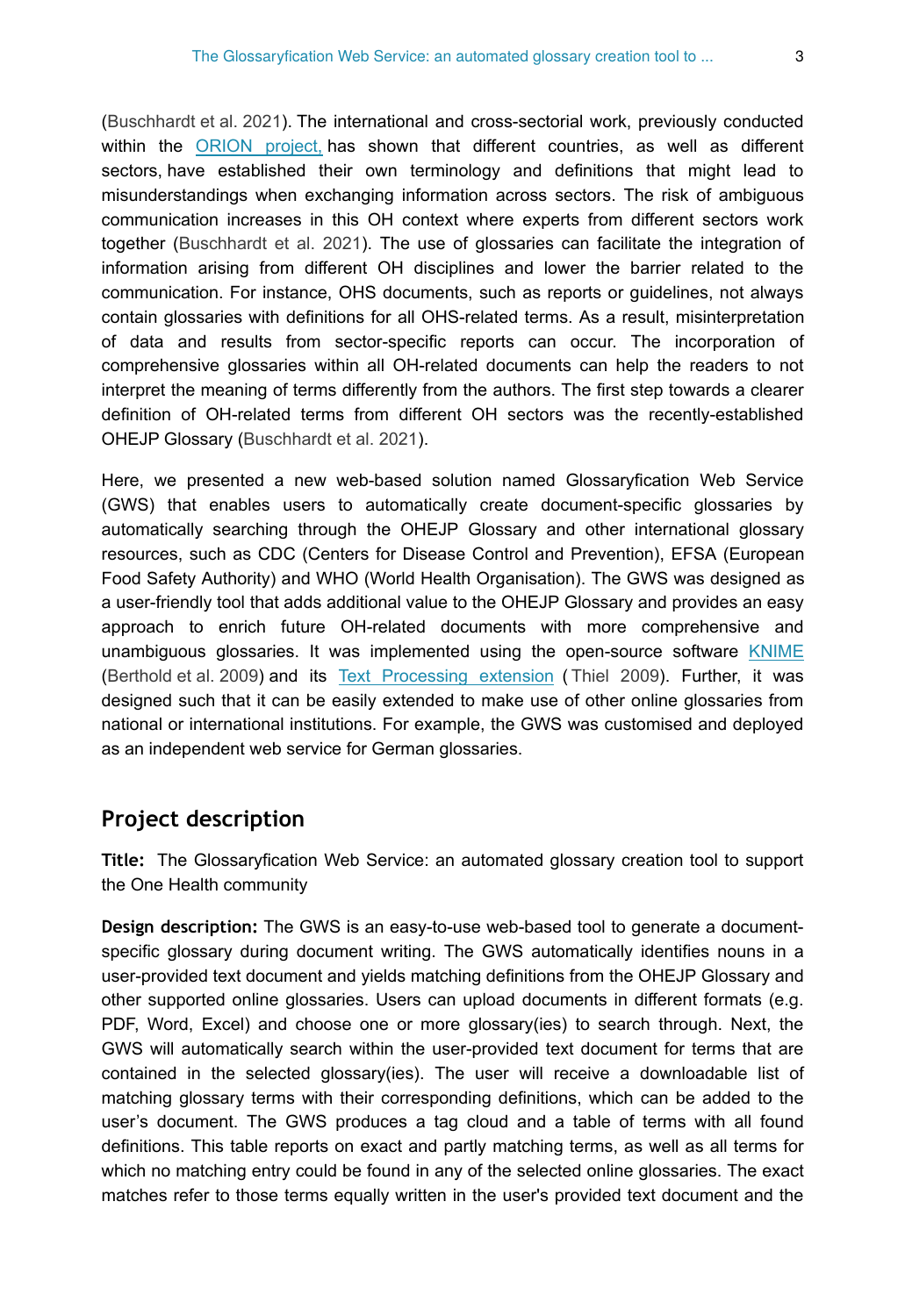(Buschhardt et al. 2021). The international and cross-sectorial work, previously conducted within the [ORION project,](#) has shown that different countries, as well as different sectors, have established their own terminology and definitions that might lead to misunderstandings when exchanging information across sectors. The risk of ambiguous communication increases in this OH context where experts from different sectors work together (Buschhardt et al. 2021). The use of glossaries can facilitate the integration of information arising from different OH disciplines and lower the barrier related to the communication. For instance, OHS documents, such as reports or guidelines, not always contain glossaries with definitions for all OHS-related terms. As a result, misinterpretation of data and results from sector-specific reports can occur. The incorporation of comprehensive glossaries within all OH-related documents can help the readers to not interpret the meaning of terms differently from the authors. The first step towards a clearer definition of OH-related terms from different OH sectors was the recently-established OHEJP Glossary (Buschhardt et al. 2021).

Here, we presented a new web-based solution named Glossaryfication Web Service (GWS) that enables users to automatically create document-specific glossaries by automatically searching through the OHEJP Glossary and other international glossary resources, such as CDC (Centers for Disease Control and Prevention), EFSA (European Food Safety Authority) and WHO (World Health Organisation). The GWS was designed as a user-friendly tool that adds additional value to the OHEJP Glossary and provides an easy approach to enrich future OH-related documents with more comprehensive and unambiguous glossaries. It was implemented using the open-source software [KNIME](#) (Berthold et al. 2009) and its [Text Processing extension](#) (Thiel 2009). Further, it was designed such that it can be easily extended to make use of other online glossaries from national or international institutions. For example, the GWS was customised and deployed as an independent web service for German glossaries.

## Project description

**Title:** The Glossaryfication Web Service: an automated glossary creation tool to support the One Health community

**Design description:** The GWS is an easy-to-use web-based tool to generate a document-specific glossary during document writing. The GWS automatically identifies nouns in a user-provided text document and yields matching definitions from the OHEJP Glossary and other supported online glossaries. Users can upload documents in different formats (e.g. PDF, Word, Excel) and choose one or more glossary(ies) to search through. Next, the GWS will automatically search within the user-provided text document for terms that are contained in the selected glossary(ies). The user will receive a downloadable list of matching glossary terms with their corresponding definitions, which can be added to the user's document. The GWS produces a tag cloud and a table of terms with all found definitions. This table reports on exact and partly matching terms, as well as all terms for which no matching entry could be found in any of the selected online glossaries. The exact matches refer to those terms equally written in the user's provided text document and the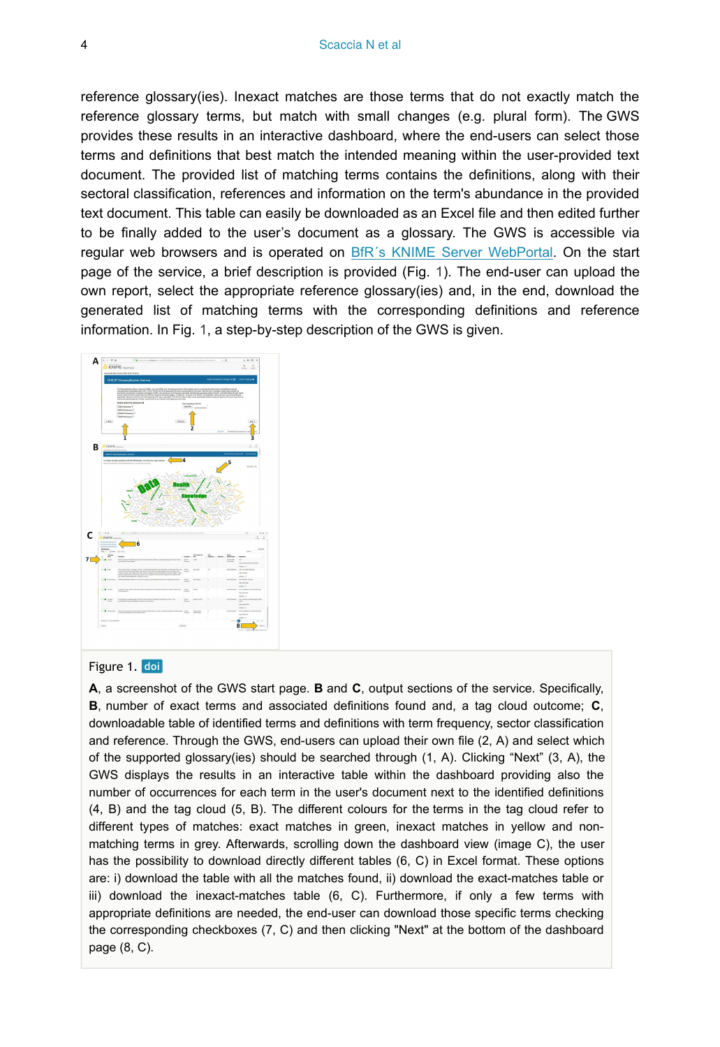reference glossary(ies). Inexact matches are those terms that do not exactly match the reference glossary terms, but match with small changes (e.g. plural form). The GWS provides these results in an interactive dashboard, where the end-users can select those terms and definitions that best match the intended meaning within the user-provided text document. The provided list of matching terms contains the definitions, along with their sectoral classification, references and information on the term's abundance in the provided text document. This table can easily be downloaded as an Excel file and then edited further to be finally added to the user's document as a glossary. The GWS is accessible via regular web browsers and is operated on BfR´s KNIME Server WebPortal. On the start page of the service, a brief description is provided (Fig. 1). The end-user can upload the own report, select the appropriate reference glossary(ies) and, in the end, download the generated list of matching terms with the corresponding definitions and reference information. In Fig. 1, a step-by-step description of the GWS is given.

Figure 1. doi

**A**, a screenshot of the GWS start page. **B** and **C**, output sections of the service. Specifically, **B**, number of exact terms and associated definitions found and, a tag cloud outcome; **C**, downloadable table of identified terms and definitions with term frequency, sector classification and reference. Through the GWS, end-users can upload their own file (2, A) and select which of the supported glossary(ies) should be searched through (1, A). Clicking "Next" (3, A), the GWS displays the results in an interactive table within the dashboard providing also the number of occurrences for each term in the user's document next to the identified definitions (4, B) and the tag cloud (5, B). The different colours for the terms in the tag cloud refer to different types of matches: exact matches in green, inexact matches in yellow and non-matching terms in grey. Afterwards, scrolling down the dashboard view (image C), the user has the possibility to download directly different tables (6, C) in Excel format. These options are: i) download the table with all the matches found, ii) download the exact-matches table or iii) download the inexact-matches table (6, C). Furthermore, if only a few terms with appropriate definitions are needed, the end-user can download those specific terms checking the corresponding checkboxes (7, C) and then clicking "Next" at the bottom of the dashboard page (8, C).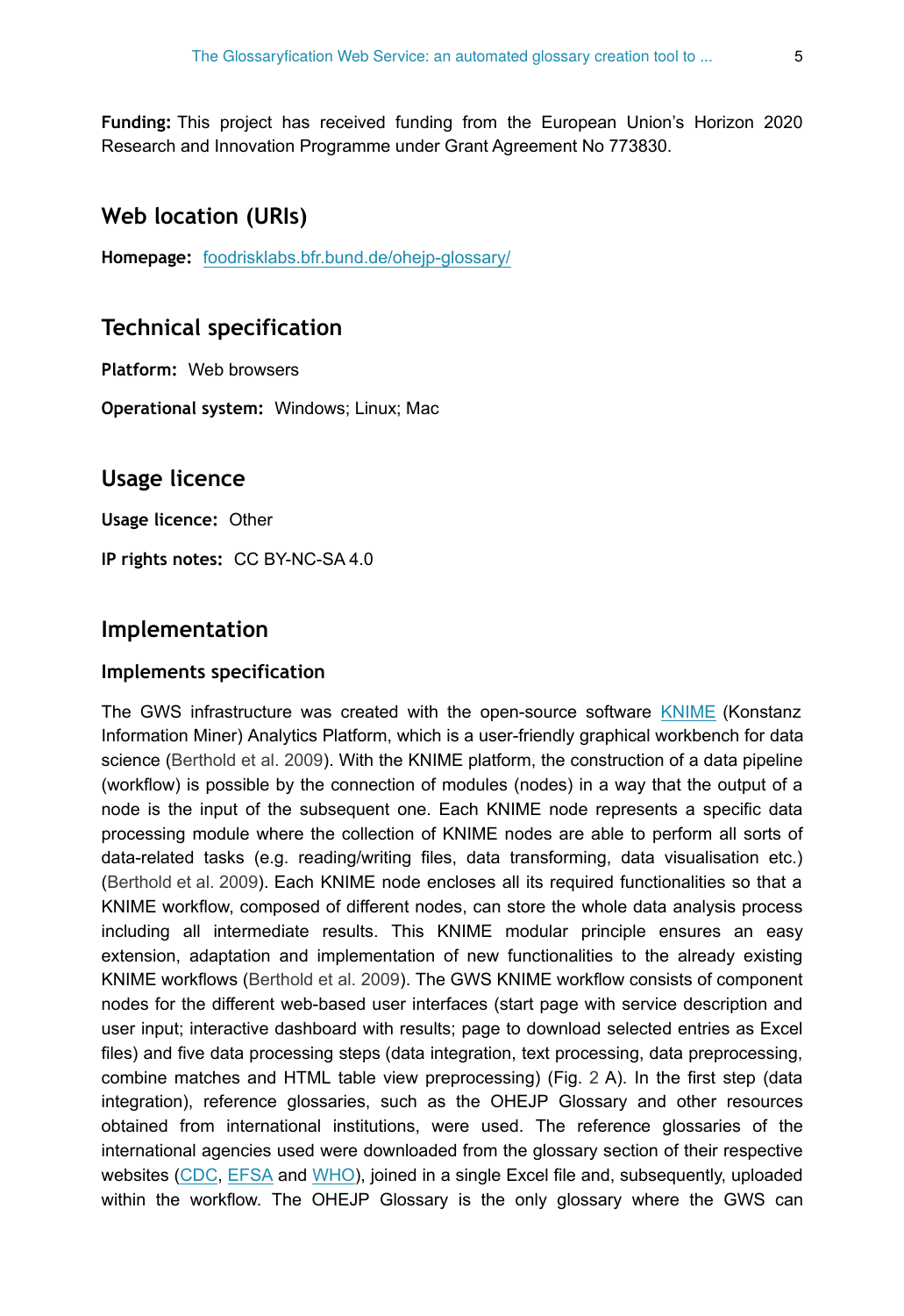**Funding:** This project has received funding from the European Union's Horizon 2020 Research and Innovation Programme under Grant Agreement No 773830.

## Web location (URIs)

**Homepage:** foodrisklabs.bfr.bund.de/ohejp-glossary/

## Technical specification

**Platform:** Web browsers

**Operational system:** Windows; Linux; Mac

## Usage licence

**Usage licence:** Other

**IP rights notes:** CC BY-NC-SA 4.0

## Implementation

### Implements specification

The GWS infrastructure was created with the open-source software KNIME (Konstanz Information Miner) Analytics Platform, which is a user-friendly graphical workbench for data science (Berthold et al. 2009). With the KNIME platform, the construction of a data pipeline (workflow) is possible by the connection of modules (nodes) in a way that the output of a node is the input of the subsequent one. Each KNIME node represents a specific data processing module where the collection of KNIME nodes are able to perform all sorts of data-related tasks (e.g. reading/writing files, data transforming, data visualisation etc.) (Berthold et al. 2009). Each KNIME node encloses all its required functionalities so that a KNIME workflow, composed of different nodes, can store the whole data analysis process including all intermediate results. This KNIME modular principle ensures an easy extension, adaptation and implementation of new functionalities to the already existing KNIME workflows (Berthold et al. 2009). The GWS KNIME workflow consists of component nodes for the different web-based user interfaces (start page with service description and user input; interactive dashboard with results; page to download selected entries as Excel files) and five data processing steps (data integration, text processing, data preprocessing, combine matches and HTML table view preprocessing) (Fig. 2 A). In the first step (data integration), reference glossaries, such as the OHEJP Glossary and other resources obtained from international institutions, were used. The reference glossaries of the international agencies used were downloaded from the glossary section of their respective websites (CDC, EFSA and WHO), joined in a single Excel file and, subsequently, uploaded within the workflow. The OHEJP Glossary is the only glossary where the GWS can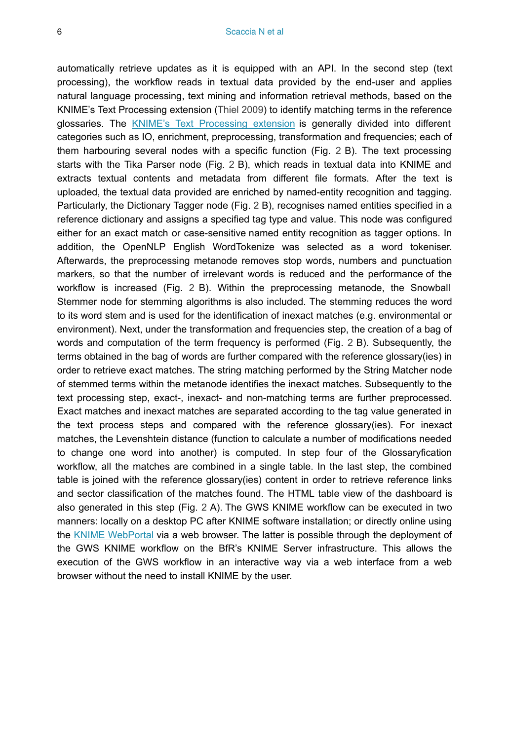automatically retrieve updates as it is equipped with an API. In the second step (text processing), the workflow reads in textual data provided by the end-user and applies natural language processing, text mining and information retrieval methods, based on the KNIME's Text Processing extension (Thiel 2009) to identify matching terms in the reference glossaries. The KNIME's Text Processing extension is generally divided into different categories such as IO, enrichment, preprocessing, transformation and frequencies; each of them harbouring several nodes with a specific function (Fig. 2 B). The text processing starts with the Tika Parser node (Fig. 2 B), which reads in textual data into KNIME and extracts textual contents and metadata from different file formats. After the text is uploaded, the textual data provided are enriched by named-entity recognition and tagging. Particularly, the Dictionary Tagger node (Fig. 2 B), recognises named entities specified in a reference dictionary and assigns a specified tag type and value. This node was configured either for an exact match or case-sensitive named entity recognition as tagger options. In addition, the OpenNLP English WordTokenize was selected as a word tokeniser. Afterwards, the preprocessing metanode removes stop words, numbers and punctuation markers, so that the number of irrelevant words is reduced and the performance of the workflow is increased (Fig. 2 B). Within the preprocessing metanode, the Snowball Stemmer node for stemming algorithms is also included. The stemming reduces the word to its word stem and is used for the identification of inexact matches (e.g. environmental or environment). Next, under the transformation and frequencies step, the creation of a bag of words and computation of the term frequency is performed (Fig. 2 B). Subsequently, the terms obtained in the bag of words are further compared with the reference glossary(ies) in order to retrieve exact matches. The string matching performed by the String Matcher node of stemmed terms within the metanode identifies the inexact matches. Subsequently to the text processing step, exact-, inexact- and non-matching terms are further preprocessed. Exact matches and inexact matches are separated according to the tag value generated in the text process steps and compared with the reference glossary(ies). For inexact matches, the Levenshtein distance (function to calculate a number of modifications needed to change one word into another) is computed. In step four of the Glossaryfication workflow, all the matches are combined in a single table. In the last step, the combined table is joined with the reference glossary(ies) content in order to retrieve reference links and sector classification of the matches found. The HTML table view of the dashboard is also generated in this step (Fig. 2 A). The GWS KNIME workflow can be executed in two manners: locally on a desktop PC after KNIME software installation; or directly online using the KNIME WebPortal via a web browser. The latter is possible through the deployment of the GWS KNIME workflow on the BfR's KNIME Server infrastructure. This allows the execution of the GWS workflow in an interactive way via a web interface from a web browser without the need to install KNIME by the user.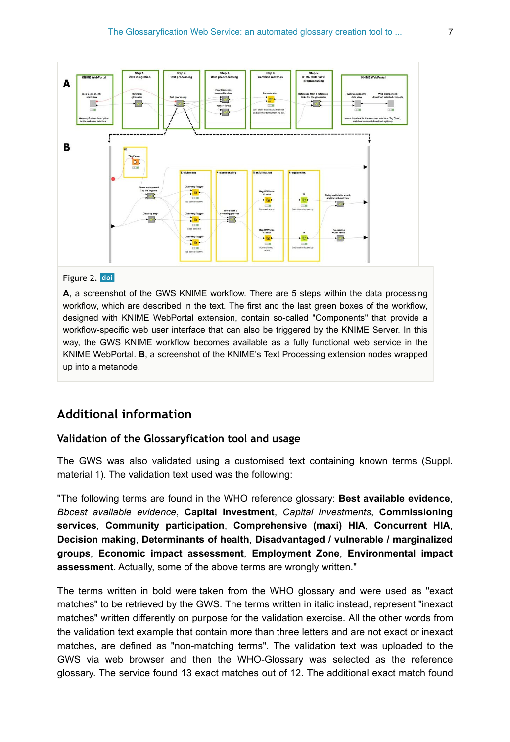Figure 2. doi

**A**, a screenshot of the GWS KNIME workflow. There are 5 steps within the data processing workflow, which are described in the text. The first and the last green boxes of the workflow, designed with KNIME WebPortal extension, contain so-called "Components" that provide a workflow-specific web user interface that can also be triggered by the KNIME Server. In this way, the GWS KNIME workflow becomes available as a fully functional web service in the KNIME WebPortal. **B**, a screenshot of the KNIME's Text Processing extension nodes wrapped up into a metanode.

## Additional information

### Validation of the Glossaryfication tool and usage

The GWS was also validated using a customised text containing known terms (Suppl. material 1). The validation text used was the following:

"The following terms are found in the WHO reference glossary: **Best available evidence**, *Bbcest available evidence*, **Capital investment**, *Capital investments*, **Commissioning services**, **Community participation**, **Comprehensive (maxi) HIA**, **Concurrent HIA**, **Decision making**, **Determinants of health**, **Disadvantaged / vulnerable / marginalized groups**, **Economic impact assessment**, **Employment Zone**, **Environmental impact assessment**. Actually, some of the above terms are wrongly written."

The terms written in bold were taken from the WHO glossary and were used as "exact matches" to be retrieved by the GWS. The terms written in italic instead, represent "inexact matches" written differently on purpose for the validation exercise. All the other words from the validation text example that contain more than three letters and are not exact or inexact matches, are defined as "non-matching terms". The validation text was uploaded to the GWS via web browser and then the WHO-Glossary was selected as the reference glossary. The service found 13 exact matches out of 12. The additional exact match found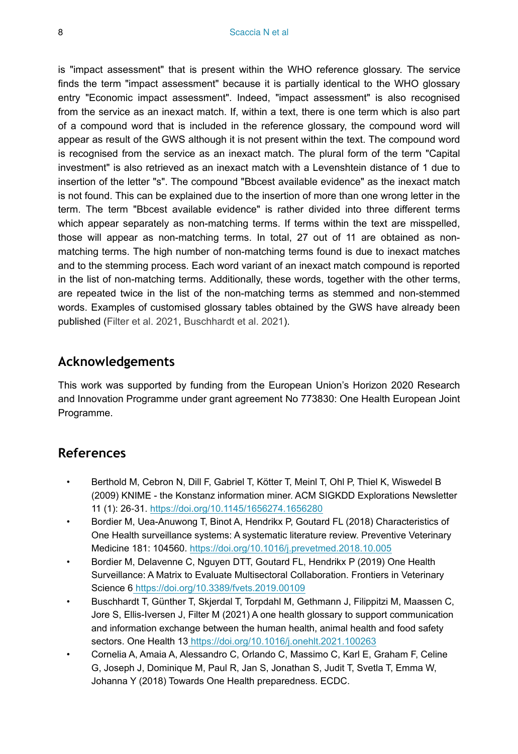is "impact assessment" that is present within the WHO reference glossary. The service finds the term "impact assessment" because it is partially identical to the WHO glossary entry "Economic impact assessment". Indeed, "impact assessment" is also recognised from the service as an inexact match. If, within a text, there is one term which is also part of a compound word that is included in the reference glossary, the compound word will appear as result of the GWS although it is not present within the text. The compound word is recognised from the service as an inexact match. The plural form of the term "Capital investment" is also retrieved as an inexact match with a Levenshtein distance of 1 due to insertion of the letter "s". The compound "Bbcest available evidence" as the inexact match is not found. This can be explained due to the insertion of more than one wrong letter in the term. The term "Bbcest available evidence" is rather divided into three different terms which appear separately as non-matching terms. If terms within the text are misspelled, those will appear as non-matching terms. In total, 27 out of 11 are obtained as non-matching terms. The high number of non-matching terms found is due to inexact matches and to the stemming process. Each word variant of an inexact match compound is reported in the list of non-matching terms. Additionally, these words, together with the other terms, are repeated twice in the list of the non-matching terms as stemmed and non-stemmed words. Examples of customised glossary tables obtained by the GWS have already been published (Filter et al. 2021, Buschhardt et al. 2021).

## Acknowledgements

This work was supported by funding from the European Union's Horizon 2020 Research and Innovation Programme under grant agreement No 773830: One Health European Joint Programme.

## References

- Berthold M, Cebron N, Dill F, Gabriel T, Kötter T, Meinl T, Ohl P, Thiel K, Wiswedel B (2009) KNIME - the Konstanz information miner. ACM SIGKDD Explorations Newsletter 11 (1): 26-31. https://doi.org/10.1145/1656274.1656280
- Bordier M, Uea-Anuwong T, Binot A, Hendrikx P, Goutard FL (2018) Characteristics of One Health surveillance systems: A systematic literature review. Preventive Veterinary Medicine 181: 104560. https://doi.org/10.1016/j.prevetmed.2018.10.005
- Bordier M, Delavenne C, Nguyen DTT, Goutard FL, Hendrikx P (2019) One Health Surveillance: A Matrix to Evaluate Multisectoral Collaboration. Frontiers in Veterinary Science 6 https://doi.org/10.3389/fvets.2019.00109
- Buschhardt T, Günther T, Skjerdal T, Torpdahl M, Gethmann J, Filippitzi M, Maassen C, Jore S, Ellis-Iversen J, Filter M (2021) A one health glossary to support communication and information exchange between the human health, animal health and food safety sectors. One Health 13 https://doi.org/10.1016/j.onehlt.2021.100263
- Cornelia A, Amaia A, Alessandro C, Orlando C, Massimo C, Karl E, Graham F, Celine G, Joseph J, Dominique M, Paul R, Jan S, Jonathan S, Judit T, Svetla T, Emma W, Johanna Y (2018) Towards One Health preparedness. ECDC.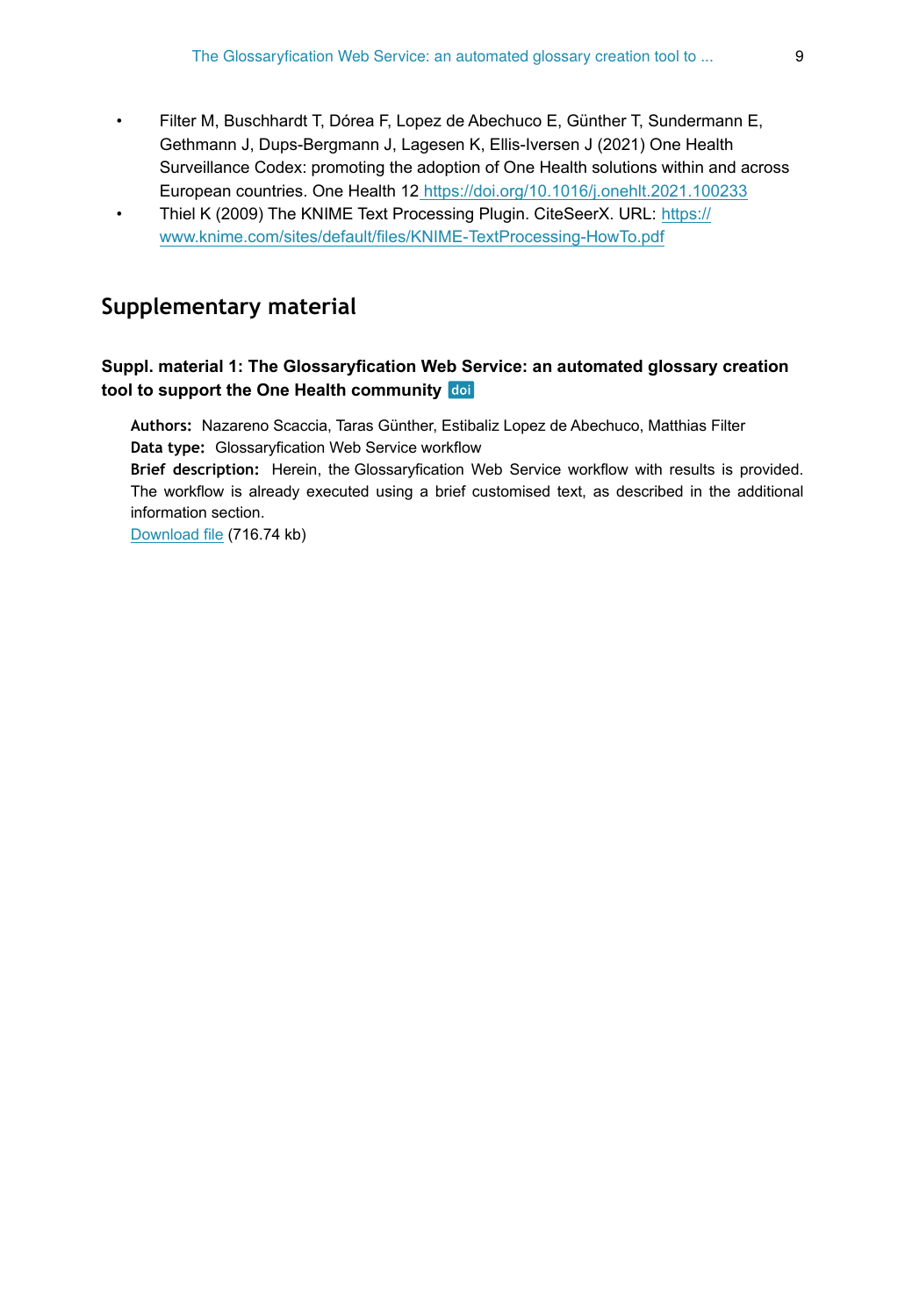- Filter M, Buschhardt T, Dórea F, Lopez de Abechuco E, Günther T, Sundermann E, Gethmann J, Dups-Bergmann J, Lagesen K, Ellis-Iversen J (2021) One Health Surveillance Codex: promoting the adoption of One Health solutions within and across European countries. One Health 12 https://doi.org/10.1016/j.onehlt.2021.100233
- Thiel K (2009) The KNIME Text Processing Plugin. CiteSeerX. URL: https://www.knime.com/sites/default/files/KNIME-TextProcessing-HowTo.pdf

## Supplementary material

### Suppl. material 1: The Glossaryfication Web Service: an automated glossary creation tool to support the One Health community doi

**Authors:** Nazareno Scaccia, Taras Günther, Estibaliz Lopez de Abechuco, Matthias Filter
**Data type:** Glossaryfication Web Service workflow
**Brief description:** Herein, the Glossaryfication Web Service workflow with results is provided. The workflow is already executed using a brief customised text, as described in the additional information section.
Download file (716.74 kb)